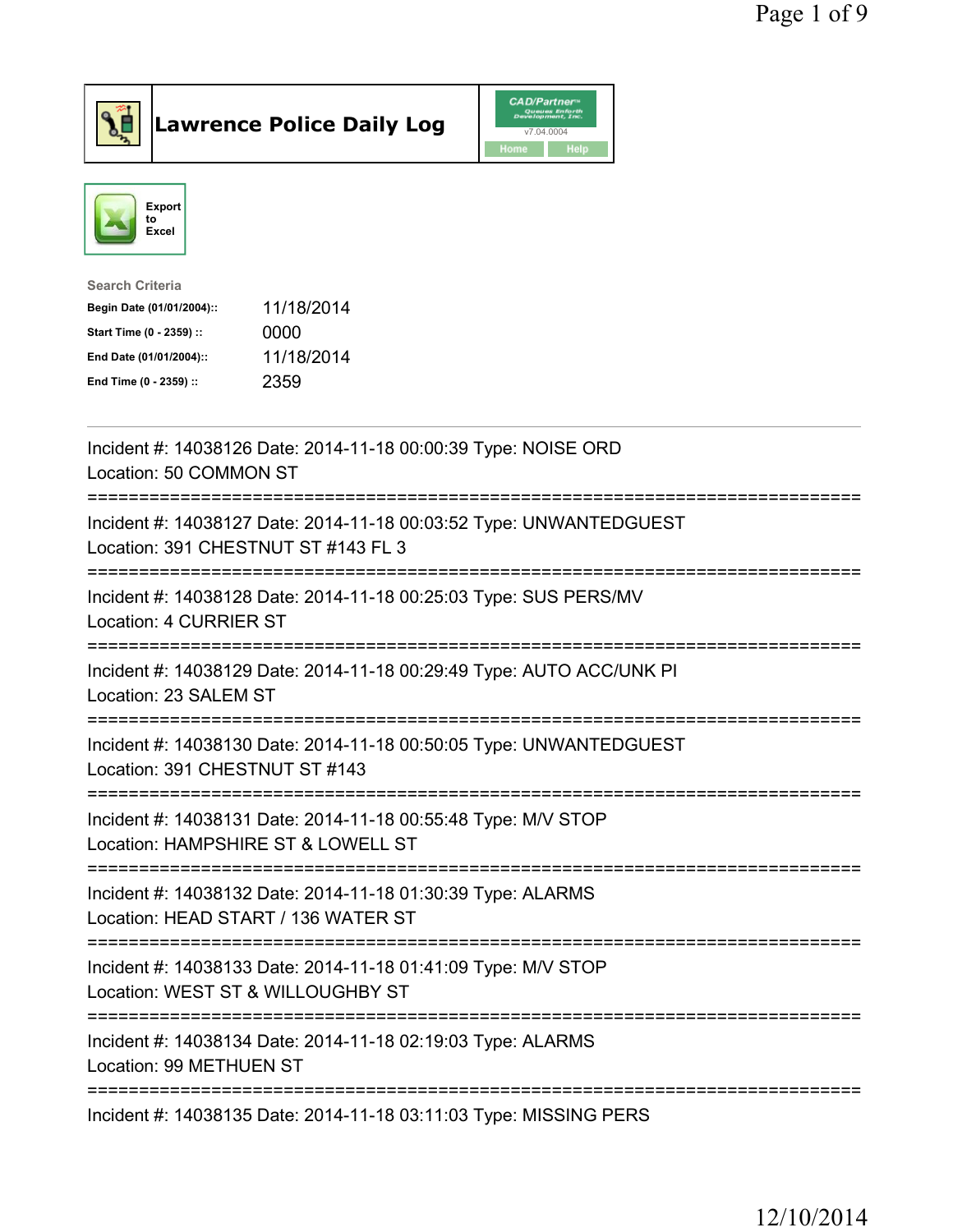# Lawrence Police Daily Log

CAD/Partner v7.04.0004

Home | Help

Export to Excel

**Search Criteria**

| | |
|---|---|
| **Begin Date (01/01/2004)::** | 11/18/2014 |
| **Start Time (0 - 2359) ::** | 0000 |
| **End Date (01/01/2004)::** | 11/18/2014 |
| **End Time (0 - 2359) ::** | 2359 |

---

Incident #: 14038126 Date: 2014-11-18 00:00:39 Type: NOISE ORD
Location: 50 COMMON ST

===========================================================================

Incident #: 14038127 Date: 2014-11-18 00:03:52 Type: UNWANTEDGUEST
Location: 391 CHESTNUT ST #143 FL 3

===========================================================================

Incident #: 14038128 Date: 2014-11-18 00:25:03 Type: SUS PERS/MV
Location: 4 CURRIER ST

===========================================================================

Incident #: 14038129 Date: 2014-11-18 00:29:49 Type: AUTO ACC/UNK PI
Location: 23 SALEM ST

===========================================================================

Incident #: 14038130 Date: 2014-11-18 00:50:05 Type: UNWANTEDGUEST
Location: 391 CHESTNUT ST #143

===========================================================================

Incident #: 14038131 Date: 2014-11-18 00:55:48 Type: M/V STOP
Location: HAMPSHIRE ST & LOWELL ST

===========================================================================

Incident #: 14038132 Date: 2014-11-18 01:30:39 Type: ALARMS
Location: HEAD START / 136 WATER ST

===========================================================================

Incident #: 14038133 Date: 2014-11-18 01:41:09 Type: M/V STOP
Location: WEST ST & WILLOUGHBY ST

===========================================================================

Incident #: 14038134 Date: 2014-11-18 02:19:03 Type: ALARMS
Location: 99 METHUEN ST

===========================================================================

Incident #: 14038135 Date: 2014-11-18 03:11:03 Type: MISSING PERS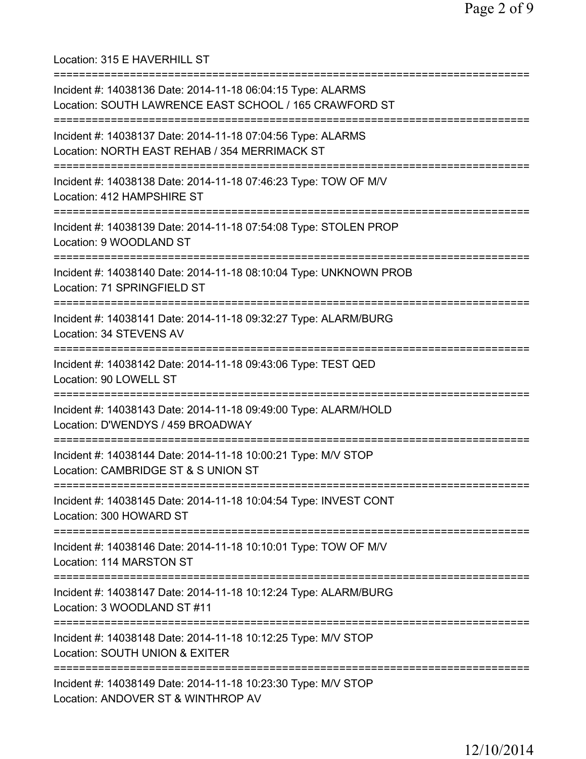Location: 315 E HAVERHILL ST

===========================================================================

Incident #: 14038136 Date: 2014-11-18 06:04:15 Type: ALARMS
Location: SOUTH LAWRENCE EAST SCHOOL / 165 CRAWFORD ST

===========================================================================

Incident #: 14038137 Date: 2014-11-18 07:04:56 Type: ALARMS
Location: NORTH EAST REHAB / 354 MERRIMACK ST

===========================================================================

Incident #: 14038138 Date: 2014-11-18 07:46:23 Type: TOW OF M/V
Location: 412 HAMPSHIRE ST

===========================================================================

Incident #: 14038139 Date: 2014-11-18 07:54:08 Type: STOLEN PROP
Location: 9 WOODLAND ST

===========================================================================

Incident #: 14038140 Date: 2014-11-18 08:10:04 Type: UNKNOWN PROB
Location: 71 SPRINGFIELD ST

===========================================================================

Incident #: 14038141 Date: 2014-11-18 09:32:27 Type: ALARM/BURG
Location: 34 STEVENS AV

===========================================================================

Incident #: 14038142 Date: 2014-11-18 09:43:06 Type: TEST QED
Location: 90 LOWELL ST

===========================================================================

Incident #: 14038143 Date: 2014-11-18 09:49:00 Type: ALARM/HOLD
Location: D'WENDYS / 459 BROADWAY

===========================================================================

Incident #: 14038144 Date: 2014-11-18 10:00:21 Type: M/V STOP
Location: CAMBRIDGE ST & S UNION ST

===========================================================================

Incident #: 14038145 Date: 2014-11-18 10:04:54 Type: INVEST CONT
Location: 300 HOWARD ST

===========================================================================

Incident #: 14038146 Date: 2014-11-18 10:10:01 Type: TOW OF M/V
Location: 114 MARSTON ST

===========================================================================

Incident #: 14038147 Date: 2014-11-18 10:12:24 Type: ALARM/BURG
Location: 3 WOODLAND ST #11

===========================================================================

Incident #: 14038148 Date: 2014-11-18 10:12:25 Type: M/V STOP
Location: SOUTH UNION & EXITER

===========================================================================

Incident #: 14038149 Date: 2014-11-18 10:23:30 Type: M/V STOP
Location: ANDOVER ST & WINTHROP AV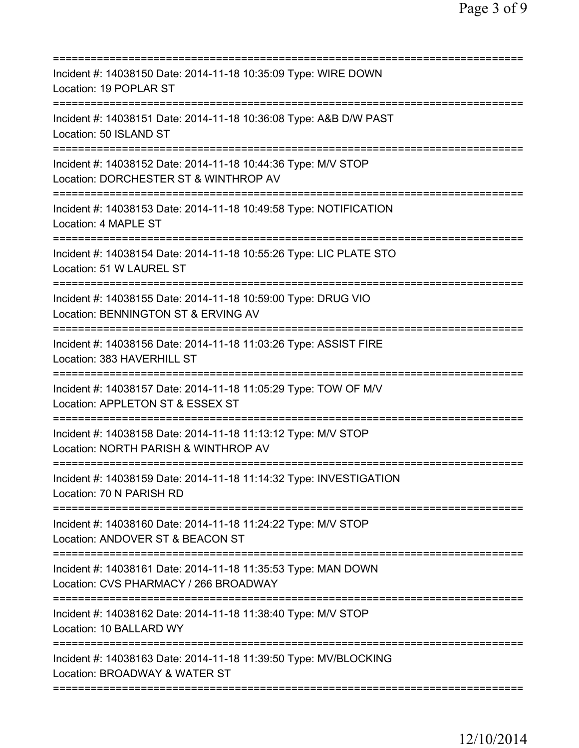===========================================================================
Incident #: 14038150 Date: 2014-11-18 10:35:09 Type: WIRE DOWN
Location: 19 POPLAR ST
===========================================================================
Incident #: 14038151 Date: 2014-11-18 10:36:08 Type: A&B D/W PAST
Location: 50 ISLAND ST
===========================================================================
Incident #: 14038152 Date: 2014-11-18 10:44:36 Type: M/V STOP
Location: DORCHESTER ST & WINTHROP AV
===========================================================================
Incident #: 14038153 Date: 2014-11-18 10:49:58 Type: NOTIFICATION
Location: 4 MAPLE ST
===========================================================================
Incident #: 14038154 Date: 2014-11-18 10:55:26 Type: LIC PLATE STO
Location: 51 W LAUREL ST
===========================================================================
Incident #: 14038155 Date: 2014-11-18 10:59:00 Type: DRUG VIO
Location: BENNINGTON ST & ERVING AV
===========================================================================
Incident #: 14038156 Date: 2014-11-18 11:03:26 Type: ASSIST FIRE
Location: 383 HAVERHILL ST
===========================================================================
Incident #: 14038157 Date: 2014-11-18 11:05:29 Type: TOW OF M/V
Location: APPLETON ST & ESSEX ST
===========================================================================
Incident #: 14038158 Date: 2014-11-18 11:13:12 Type: M/V STOP
Location: NORTH PARISH & WINTHROP AV
===========================================================================
Incident #: 14038159 Date: 2014-11-18 11:14:32 Type: INVESTIGATION
Location: 70 N PARISH RD
===========================================================================
Incident #: 14038160 Date: 2014-11-18 11:24:22 Type: M/V STOP
Location: ANDOVER ST & BEACON ST
===========================================================================
Incident #: 14038161 Date: 2014-11-18 11:35:53 Type: MAN DOWN
Location: CVS PHARMACY / 266 BROADWAY
===========================================================================
Incident #: 14038162 Date: 2014-11-18 11:38:40 Type: M/V STOP
Location: 10 BALLARD WY
===========================================================================
Incident #: 14038163 Date: 2014-11-18 11:39:50 Type: MV/BLOCKING
Location: BROADWAY & WATER ST
===========================================================================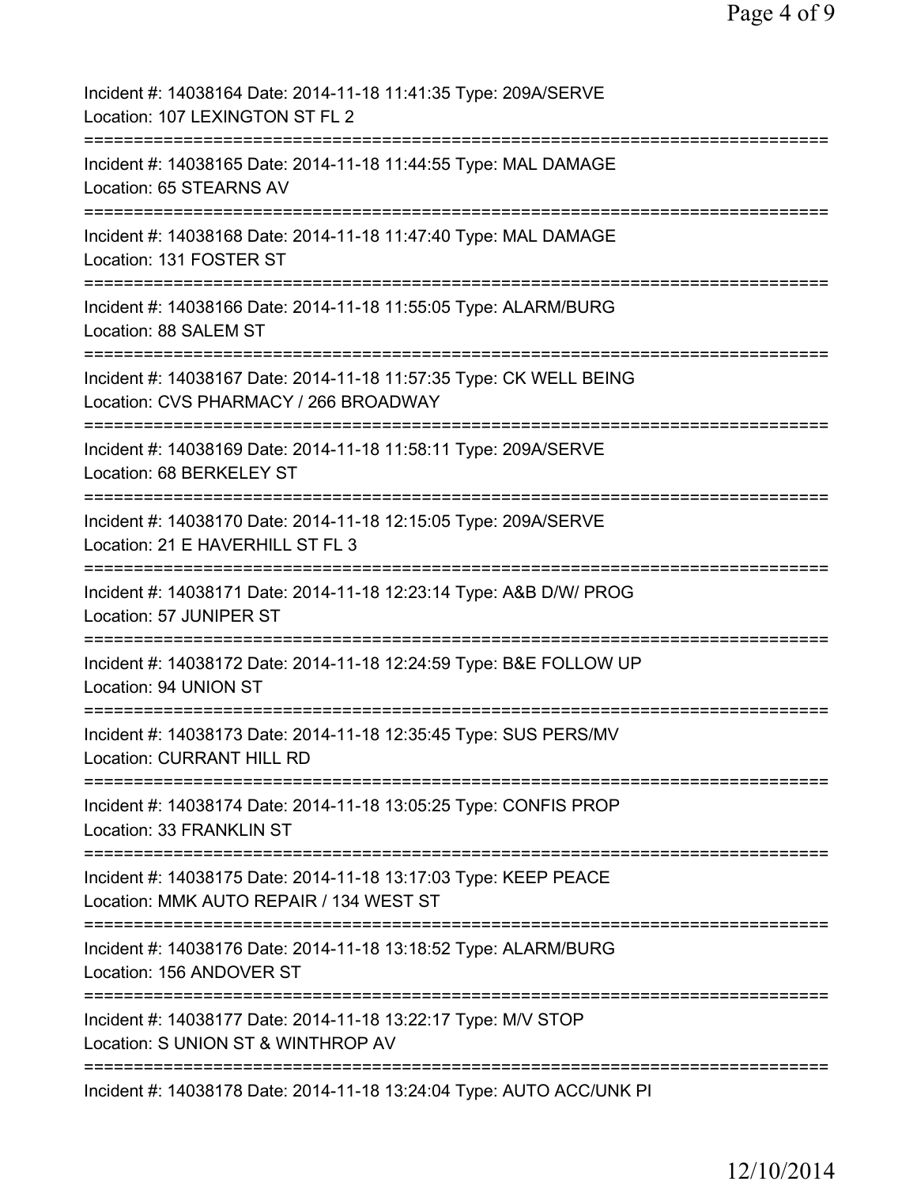Incident #: 14038164 Date: 2014-11-18 11:41:35 Type: 209A/SERVE
Location: 107 LEXINGTON ST FL 2
===========================================================================
Incident #: 14038165 Date: 2014-11-18 11:44:55 Type: MAL DAMAGE
Location: 65 STEARNS AV
===========================================================================
Incident #: 14038168 Date: 2014-11-18 11:47:40 Type: MAL DAMAGE
Location: 131 FOSTER ST
===========================================================================
Incident #: 14038166 Date: 2014-11-18 11:55:05 Type: ALARM/BURG
Location: 88 SALEM ST
===========================================================================
Incident #: 14038167 Date: 2014-11-18 11:57:35 Type: CK WELL BEING
Location: CVS PHARMACY / 266 BROADWAY
===========================================================================
Incident #: 14038169 Date: 2014-11-18 11:58:11 Type: 209A/SERVE
Location: 68 BERKELEY ST
===========================================================================
Incident #: 14038170 Date: 2014-11-18 12:15:05 Type: 209A/SERVE
Location: 21 E HAVERHILL ST FL 3
===========================================================================
Incident #: 14038171 Date: 2014-11-18 12:23:14 Type: A&B D/W/ PROG
Location: 57 JUNIPER ST
===========================================================================
Incident #: 14038172 Date: 2014-11-18 12:24:59 Type: B&E FOLLOW UP
Location: 94 UNION ST
===========================================================================
Incident #: 14038173 Date: 2014-11-18 12:35:45 Type: SUS PERS/MV
Location: CURRANT HILL RD
===========================================================================
Incident #: 14038174 Date: 2014-11-18 13:05:25 Type: CONFIS PROP
Location: 33 FRANKLIN ST
===========================================================================
Incident #: 14038175 Date: 2014-11-18 13:17:03 Type: KEEP PEACE
Location: MMK AUTO REPAIR / 134 WEST ST
===========================================================================
Incident #: 14038176 Date: 2014-11-18 13:18:52 Type: ALARM/BURG
Location: 156 ANDOVER ST
===========================================================================
Incident #: 14038177 Date: 2014-11-18 13:22:17 Type: M/V STOP
Location: S UNION ST & WINTHROP AV
===========================================================================
Incident #: 14038178 Date: 2014-11-18 13:24:04 Type: AUTO ACC/UNK PI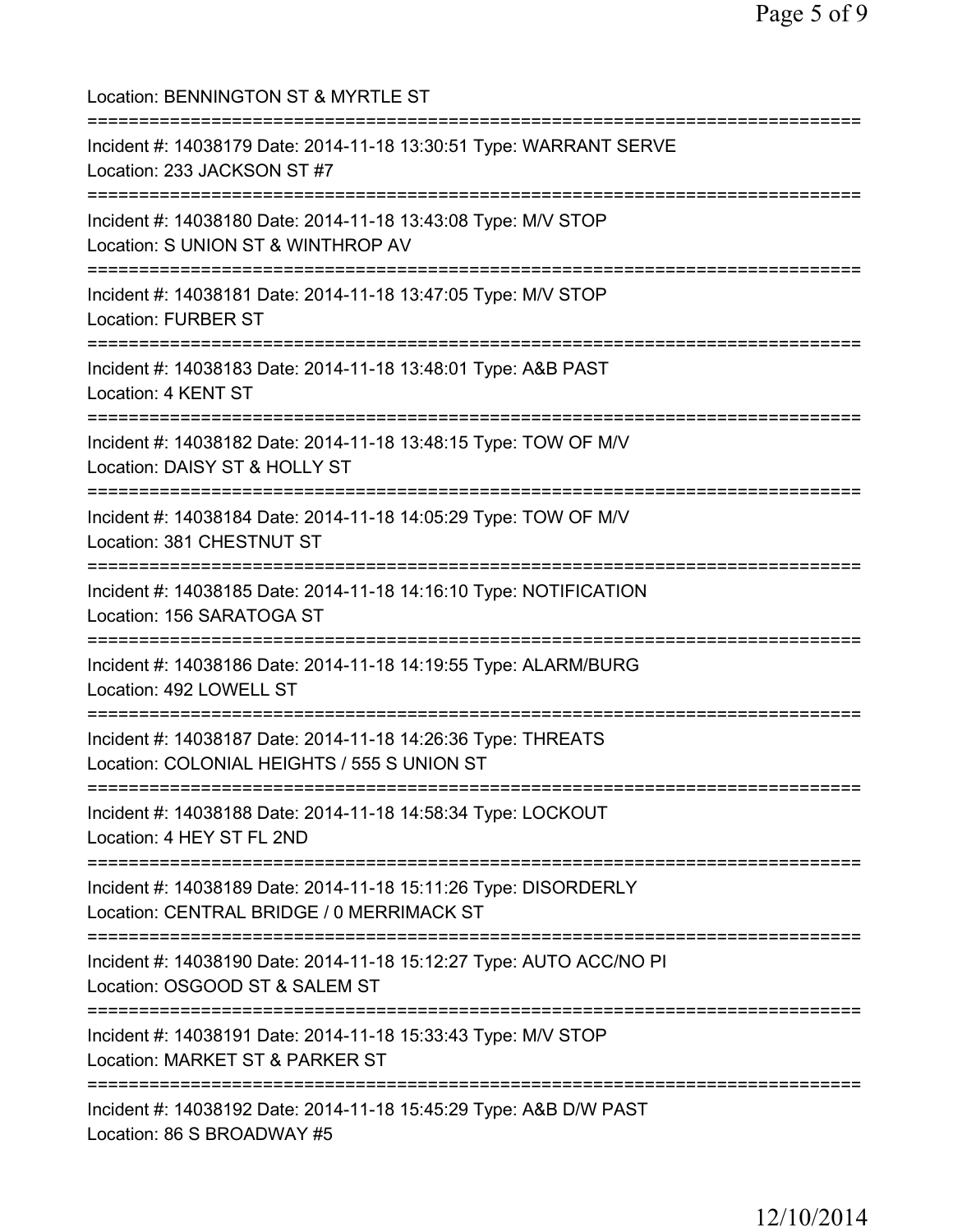Location: BENNINGTON ST & MYRTLE ST

===========================================================================

Incident #: 14038179 Date: 2014-11-18 13:30:51 Type: WARRANT SERVE
Location: 233 JACKSON ST #7

===========================================================================

Incident #: 14038180 Date: 2014-11-18 13:43:08 Type: M/V STOP
Location: S UNION ST & WINTHROP AV

===========================================================================

Incident #: 14038181 Date: 2014-11-18 13:47:05 Type: M/V STOP
Location: FURBER ST

===========================================================================

Incident #: 14038183 Date: 2014-11-18 13:48:01 Type: A&B PAST
Location: 4 KENT ST

===========================================================================

Incident #: 14038182 Date: 2014-11-18 13:48:15 Type: TOW OF M/V
Location: DAISY ST & HOLLY ST

===========================================================================

Incident #: 14038184 Date: 2014-11-18 14:05:29 Type: TOW OF M/V
Location: 381 CHESTNUT ST

===========================================================================

Incident #: 14038185 Date: 2014-11-18 14:16:10 Type: NOTIFICATION
Location: 156 SARATOGA ST

===========================================================================

Incident #: 14038186 Date: 2014-11-18 14:19:55 Type: ALARM/BURG
Location: 492 LOWELL ST

===========================================================================

Incident #: 14038187 Date: 2014-11-18 14:26:36 Type: THREATS
Location: COLONIAL HEIGHTS / 555 S UNION ST

===========================================================================

Incident #: 14038188 Date: 2014-11-18 14:58:34 Type: LOCKOUT
Location: 4 HEY ST FL 2ND

===========================================================================

Incident #: 14038189 Date: 2014-11-18 15:11:26 Type: DISORDERLY
Location: CENTRAL BRIDGE / 0 MERRIMACK ST

===========================================================================

Incident #: 14038190 Date: 2014-11-18 15:12:27 Type: AUTO ACC/NO PI
Location: OSGOOD ST & SALEM ST

===========================================================================

Incident #: 14038191 Date: 2014-11-18 15:33:43 Type: M/V STOP
Location: MARKET ST & PARKER ST

===========================================================================

Incident #: 14038192 Date: 2014-11-18 15:45:29 Type: A&B D/W PAST
Location: 86 S BROADWAY #5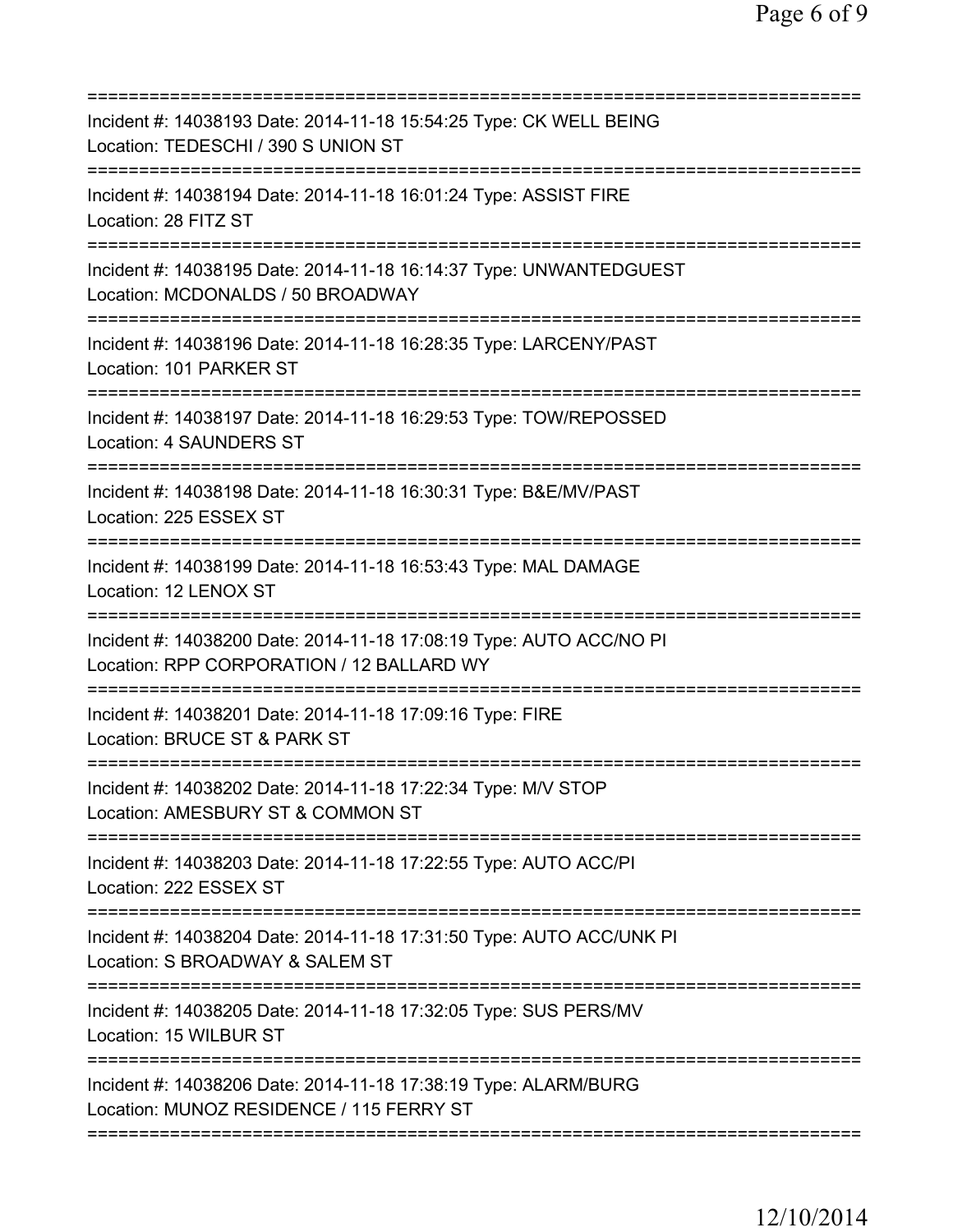===========================================================================
Incident #: 14038193 Date: 2014-11-18 15:54:25 Type: CK WELL BEING
Location: TEDESCHI / 390 S UNION ST
===========================================================================
Incident #: 14038194 Date: 2014-11-18 16:01:24 Type: ASSIST FIRE
Location: 28 FITZ ST
===========================================================================
Incident #: 14038195 Date: 2014-11-18 16:14:37 Type: UNWANTEDGUEST
Location: MCDONALDS / 50 BROADWAY
===========================================================================
Incident #: 14038196 Date: 2014-11-18 16:28:35 Type: LARCENY/PAST
Location: 101 PARKER ST
===========================================================================
Incident #: 14038197 Date: 2014-11-18 16:29:53 Type: TOW/REPOSSED
Location: 4 SAUNDERS ST
===========================================================================
Incident #: 14038198 Date: 2014-11-18 16:30:31 Type: B&E/MV/PAST
Location: 225 ESSEX ST
===========================================================================
Incident #: 14038199 Date: 2014-11-18 16:53:43 Type: MAL DAMAGE
Location: 12 LENOX ST
===========================================================================
Incident #: 14038200 Date: 2014-11-18 17:08:19 Type: AUTO ACC/NO PI
Location: RPP CORPORATION / 12 BALLARD WY
===========================================================================
Incident #: 14038201 Date: 2014-11-18 17:09:16 Type: FIRE
Location: BRUCE ST & PARK ST
===========================================================================
Incident #: 14038202 Date: 2014-11-18 17:22:34 Type: M/V STOP
Location: AMESBURY ST & COMMON ST
===========================================================================
Incident #: 14038203 Date: 2014-11-18 17:22:55 Type: AUTO ACC/PI
Location: 222 ESSEX ST
===========================================================================
Incident #: 14038204 Date: 2014-11-18 17:31:50 Type: AUTO ACC/UNK PI
Location: S BROADWAY & SALEM ST
===========================================================================
Incident #: 14038205 Date: 2014-11-18 17:32:05 Type: SUS PERS/MV
Location: 15 WILBUR ST
===========================================================================
Incident #: 14038206 Date: 2014-11-18 17:38:19 Type: ALARM/BURG
Location: MUNOZ RESIDENCE / 115 FERRY ST
===========================================================================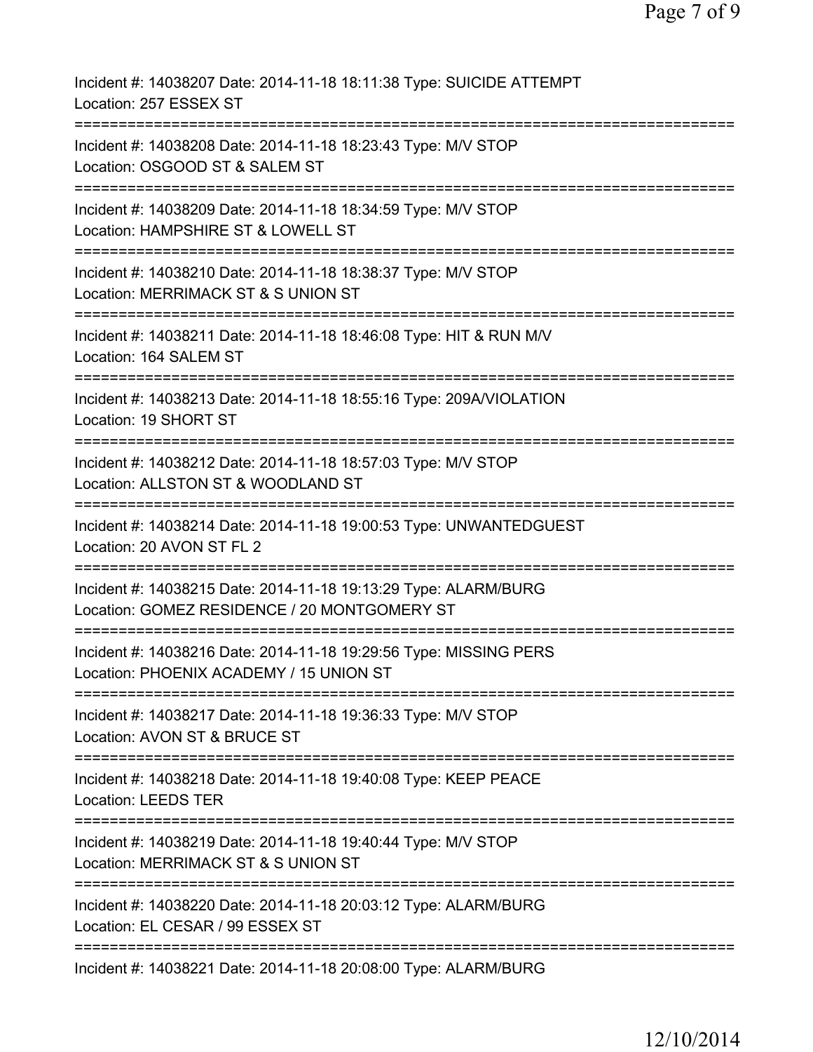Incident #: 14038207 Date: 2014-11-18 18:11:38 Type: SUICIDE ATTEMPT
Location: 257 ESSEX ST
===========================================================================
Incident #: 14038208 Date: 2014-11-18 18:23:43 Type: M/V STOP
Location: OSGOOD ST & SALEM ST
===========================================================================
Incident #: 14038209 Date: 2014-11-18 18:34:59 Type: M/V STOP
Location: HAMPSHIRE ST & LOWELL ST
===========================================================================
Incident #: 14038210 Date: 2014-11-18 18:38:37 Type: M/V STOP
Location: MERRIMACK ST & S UNION ST
===========================================================================
Incident #: 14038211 Date: 2014-11-18 18:46:08 Type: HIT & RUN M/V
Location: 164 SALEM ST
===========================================================================
Incident #: 14038213 Date: 2014-11-18 18:55:16 Type: 209A/VIOLATION
Location: 19 SHORT ST
===========================================================================
Incident #: 14038212 Date: 2014-11-18 18:57:03 Type: M/V STOP
Location: ALLSTON ST & WOODLAND ST
===========================================================================
Incident #: 14038214 Date: 2014-11-18 19:00:53 Type: UNWANTEDGUEST
Location: 20 AVON ST FL 2
===========================================================================
Incident #: 14038215 Date: 2014-11-18 19:13:29 Type: ALARM/BURG
Location: GOMEZ RESIDENCE / 20 MONTGOMERY ST
===========================================================================
Incident #: 14038216 Date: 2014-11-18 19:29:56 Type: MISSING PERS
Location: PHOENIX ACADEMY / 15 UNION ST
===========================================================================
Incident #: 14038217 Date: 2014-11-18 19:36:33 Type: M/V STOP
Location: AVON ST & BRUCE ST
===========================================================================
Incident #: 14038218 Date: 2014-11-18 19:40:08 Type: KEEP PEACE
Location: LEEDS TER
===========================================================================
Incident #: 14038219 Date: 2014-11-18 19:40:44 Type: M/V STOP
Location: MERRIMACK ST & S UNION ST
===========================================================================
Incident #: 14038220 Date: 2014-11-18 20:03:12 Type: ALARM/BURG
Location: EL CESAR / 99 ESSEX ST
===========================================================================
Incident #: 14038221 Date: 2014-11-18 20:08:00 Type: ALARM/BURG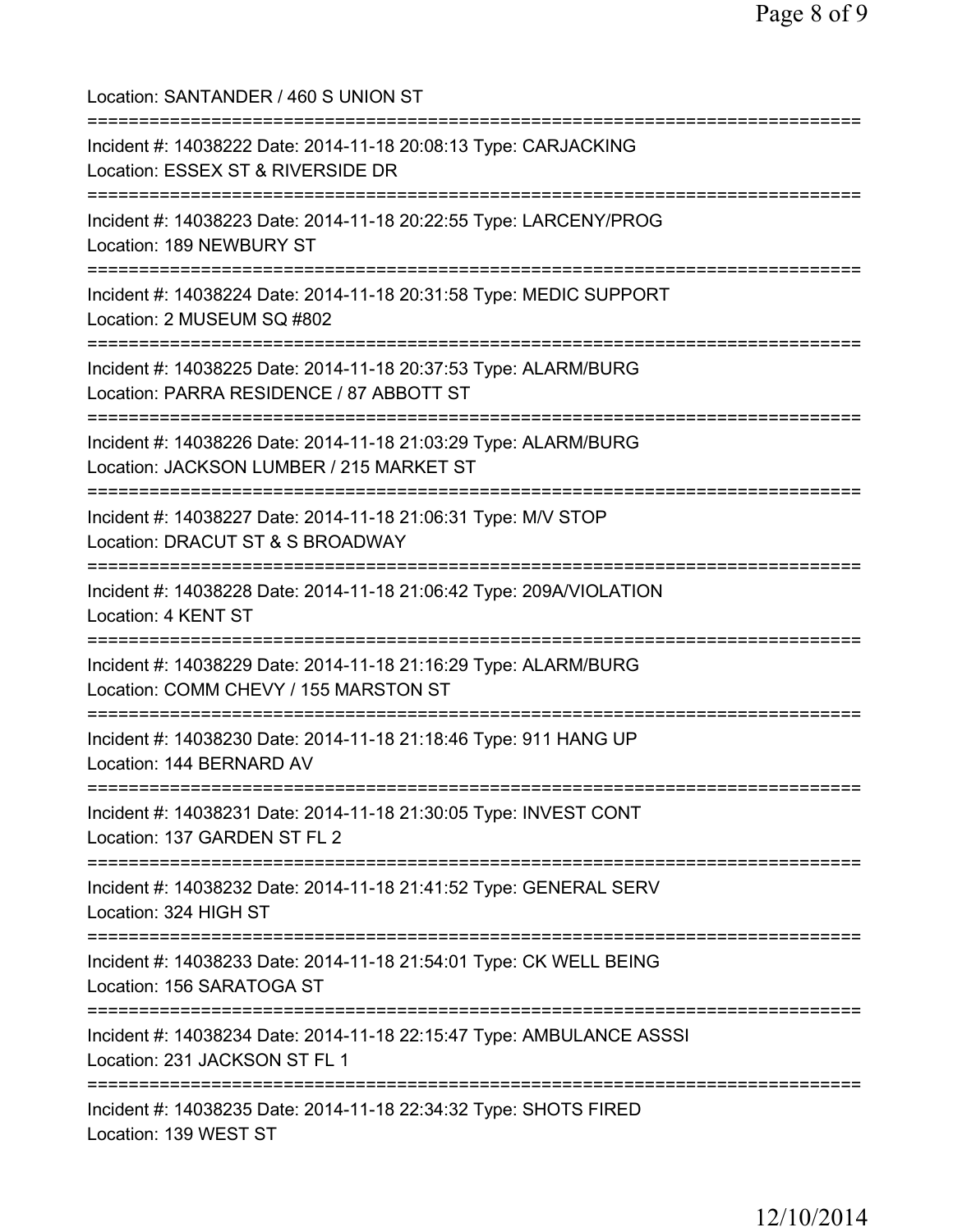Location: SANTANDER / 460 S UNION ST

===========================================================================

Incident #: 14038222 Date: 2014-11-18 20:08:13 Type: CARJACKING
Location: ESSEX ST & RIVERSIDE DR

===========================================================================

Incident #: 14038223 Date: 2014-11-18 20:22:55 Type: LARCENY/PROG
Location: 189 NEWBURY ST

===========================================================================

Incident #: 14038224 Date: 2014-11-18 20:31:58 Type: MEDIC SUPPORT
Location: 2 MUSEUM SQ #802

===========================================================================

Incident #: 14038225 Date: 2014-11-18 20:37:53 Type: ALARM/BURG
Location: PARRA RESIDENCE / 87 ABBOTT ST

===========================================================================

Incident #: 14038226 Date: 2014-11-18 21:03:29 Type: ALARM/BURG
Location: JACKSON LUMBER / 215 MARKET ST

===========================================================================

Incident #: 14038227 Date: 2014-11-18 21:06:31 Type: M/V STOP
Location: DRACUT ST & S BROADWAY

===========================================================================

Incident #: 14038228 Date: 2014-11-18 21:06:42 Type: 209A/VIOLATION
Location: 4 KENT ST

===========================================================================

Incident #: 14038229 Date: 2014-11-18 21:16:29 Type: ALARM/BURG
Location: COMM CHEVY / 155 MARSTON ST

===========================================================================

Incident #: 14038230 Date: 2014-11-18 21:18:46 Type: 911 HANG UP
Location: 144 BERNARD AV

===========================================================================

Incident #: 14038231 Date: 2014-11-18 21:30:05 Type: INVEST CONT
Location: 137 GARDEN ST FL 2

===========================================================================

Incident #: 14038232 Date: 2014-11-18 21:41:52 Type: GENERAL SERV
Location: 324 HIGH ST

===========================================================================

Incident #: 14038233 Date: 2014-11-18 21:54:01 Type: CK WELL BEING
Location: 156 SARATOGA ST

===========================================================================

Incident #: 14038234 Date: 2014-11-18 22:15:47 Type: AMBULANCE ASSSI
Location: 231 JACKSON ST FL 1

===========================================================================

Incident #: 14038235 Date: 2014-11-18 22:34:32 Type: SHOTS FIRED
Location: 139 WEST ST

12/10/2014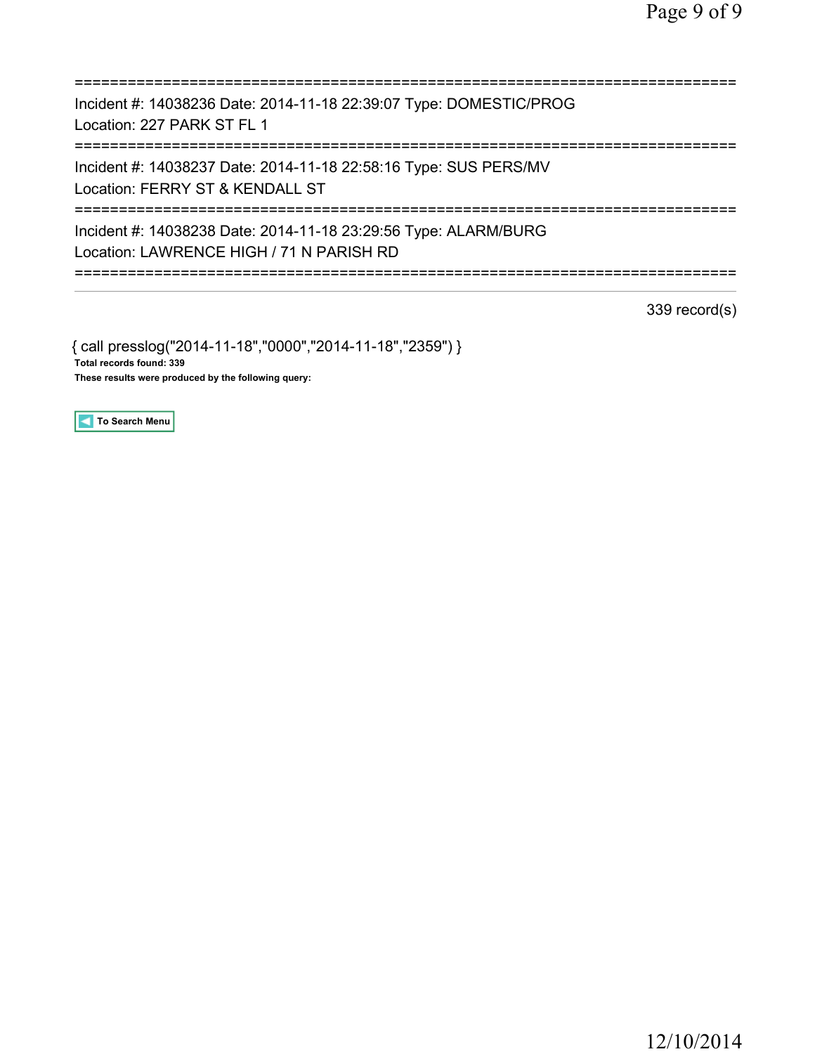===========================================================================

Incident #: 14038236 Date: 2014-11-18 22:39:07 Type: DOMESTIC/PROG
Location: 227 PARK ST FL 1

===========================================================================

Incident #: 14038237 Date: 2014-11-18 22:58:16 Type: SUS PERS/MV
Location: FERRY ST & KENDALL ST

===========================================================================

Incident #: 14038238 Date: 2014-11-18 23:29:56 Type: ALARM/BURG
Location: LAWRENCE HIGH / 71 N PARISH RD

===========================================================================

339 record(s)

{ call presslog("2014-11-18","0000","2014-11-18","2359") }

**Total records found: 339**

**These results were produced by the following query:**

**To Search Menu**